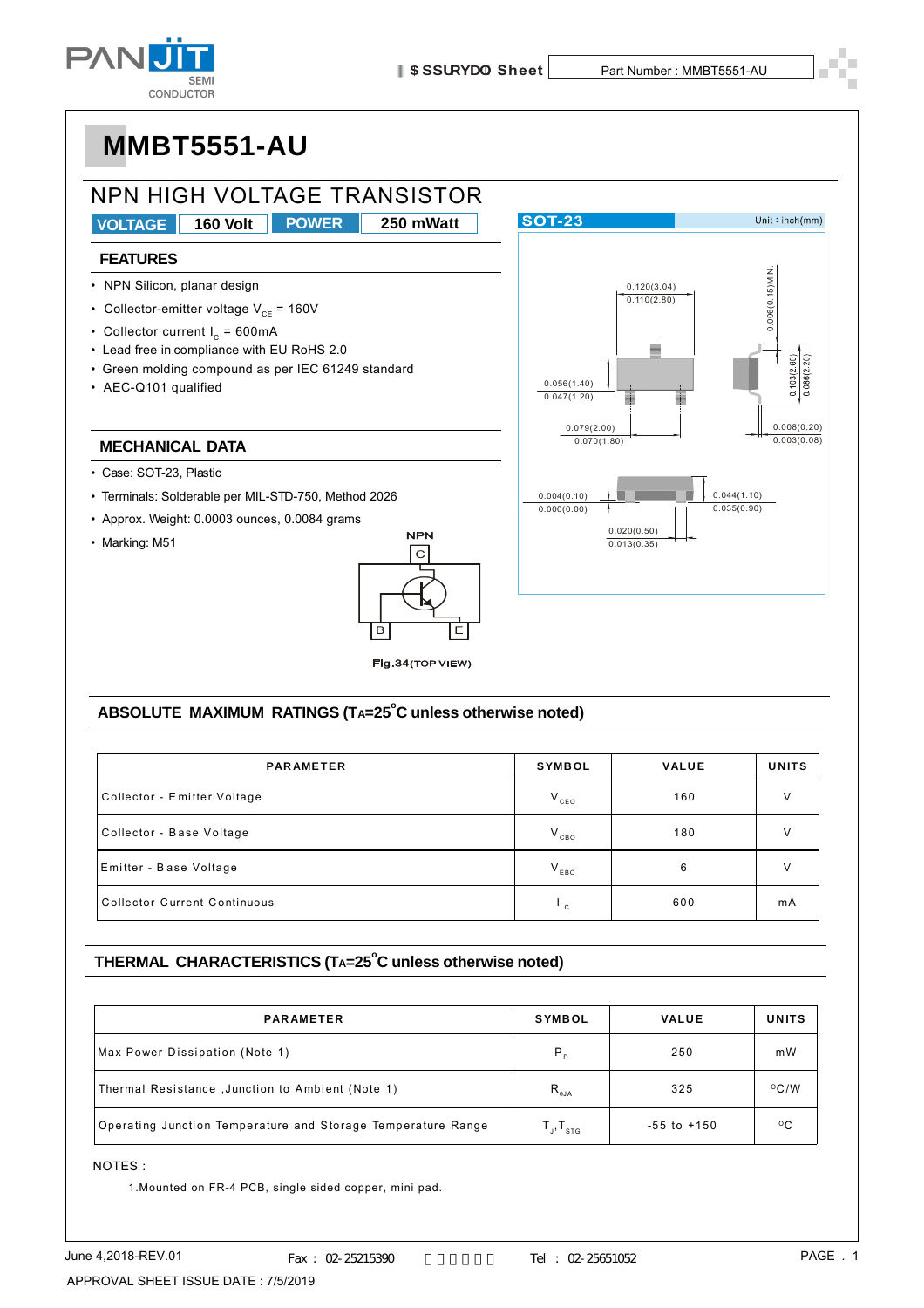# MMBT5551-AU

## NPN HIGH VOLTAGE TRANSISTOR

| VOLTAGE | 160 Volt | POWER | 250 mWatt |
|---|---|---|---|

### FEATURES

- NPN Silicon, planar design
- Collector-emitter voltage $V_{CE}$ = 160V
- Collector current $I_C$ = 600mA
- Lead free in compliance with EU RoHS 2.0
- Green molding compound as per IEC 61249 standard
- AEC-Q101 qualified

### MECHANICAL DATA

- Case: SOT-23, Plastic
- Terminals: Solderable per MIL-STD-750, Method 2026
- Approx. Weight: 0.0003 ounces, 0.0084 grams
- Marking: M51

NPN

C

B E

Fig.34(TOP VIEW)

SOT-23 Unit : inch(mm)

0.120(3.04)
0.110(2.80)

0.006(0.15)MIN.

0.056(1.40)
0.047(1.20)

0.103(2.60)
0.086(2.20)

0.079(2.00)
0.070(1.80)

0.008(0.20)
0.003(0.08)

0.004(0.10)
0.000(0.00)

0.044(1.10)
0.035(0.90)

0.020(0.50)
0.013(0.35)

### ABSOLUTE MAXIMUM RATINGS ($T_A$=25°C unless otherwise noted)

| PARAMETER | SYMBOL | VALUE | UNITS |
|---|---|---|---|
| Collector - Emitter Voltage | $V_{CEO}$ | 160 | V |
| Collector - Base Voltage | $V_{CBO}$ | 180 | V |
| Emitter - Base Voltage | $V_{EBO}$ | 6 | V |
| Collector Current Continuous | $I_C$ | 600 | mA |

### THERMAL CHARACTERISTICS ($T_A$=25°C unless otherwise noted)

| PARAMETER | SYMBOL | VALUE | UNITS |
|---|---|---|---|
| Max Power Dissipation (Note 1) | $P_D$ | 250 | mW |
| Thermal Resistance ,Junction to Ambient (Note 1) | $R_{\theta JA}$ | 325 | °C/W |
| Operating Junction Temperature and Storage Temperature Range | $T_J, T_{STG}$ | -55 to +150 | °C |

NOTES :

1.Mounted on FR-4 PCB, single sided copper, mini pad.

June 4,2018-REV.01

APPROVAL SHEET ISSUE DATE : 7/5/2019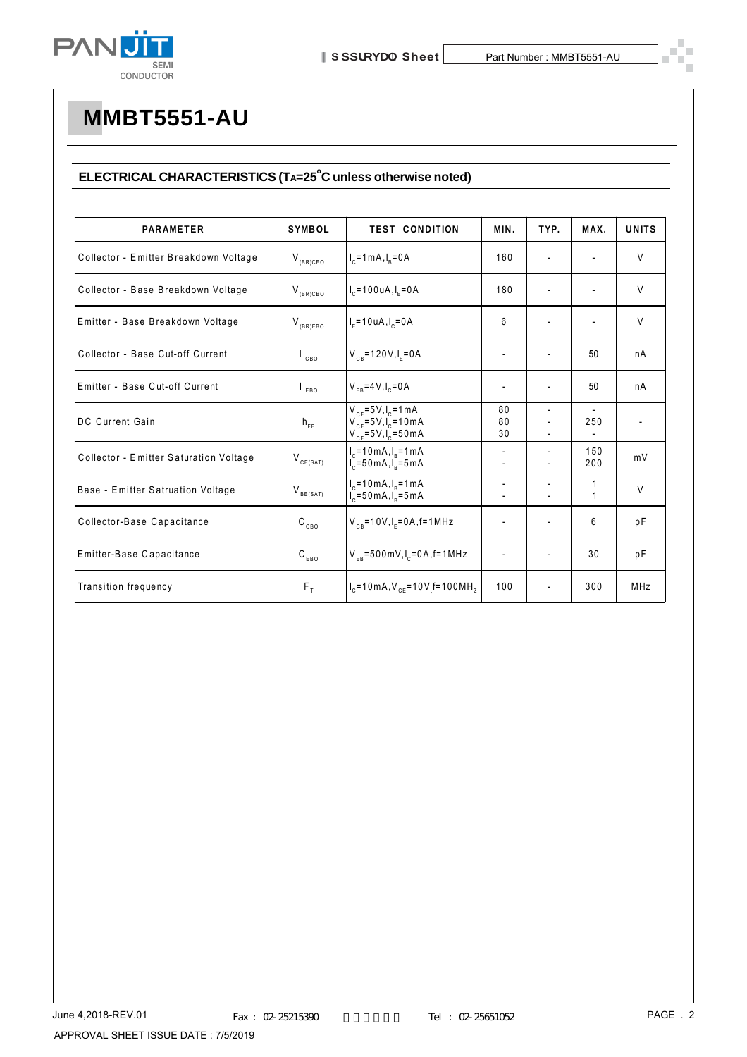# MMBT5551-AU

## ELECTRICAL CHARACTERISTICS ($T_A$=25°C unless otherwise noted)

| PARAMETER | SYMBOL | TEST CONDITION | MIN. | TYP. | MAX. | UNITS |
|---|---|---|---|---|---|---|
| Collector - Emitter Breakdown Voltage | $V_{(BR)CEO}$ | $I_C$=1mA, $I_B$=0A | 160 | - | - | V |
| Collector - Base Breakdown Voltage | $V_{(BR)CBO}$ | $I_C$=100uA, $I_E$=0A | 180 | - | - | V |
| Emitter - Base Breakdown Voltage | $V_{(BR)EBO}$ | $I_E$=10uA, $I_C$=0A | 6 | - | - | V |
| Collector - Base Cut-off Current | $I_{CBO}$ | $V_{CB}$=120V, $I_E$=0A | - | - | 50 | nA |
| Emitter - Base Cut-off Current | $I_{EBO}$ | $V_{EB}$=4V, $I_C$=0A | - | - | 50 | nA |
| DC Current Gain | $h_{FE}$ | $V_{CE}$=5V, $I_C$=1mA<br>$V_{CE}$=5V, $I_C$=10mA<br>$V_{CE}$=5V, $I_C$=50mA | 80<br>80<br>30 | -<br>-<br>- | -<br>250<br>- | - |
| Collector - Emitter Saturation Voltage | $V_{CE(SAT)}$ | $I_C$=10mA, $I_B$=1mA<br>$I_C$=50mA, $I_B$=5mA | -<br>- | -<br>- | 150<br>200 | mV |
| Base - Emitter Satruation Voltage | $V_{BE(SAT)}$ | $I_C$=10mA, $I_B$=1mA<br>$I_C$=50mA, $I_B$=5mA | -<br>- | -<br>- | 1<br>1 | V |
| Collector-Base Capacitance | $C_{CBO}$ | $V_{CB}$=10V, $I_E$=0A, f=1MHz | - | - | 6 | pF |
| Emitter-Base Capacitance | $C_{EBO}$ | $V_{EB}$=500mV, $I_C$=0A, f=1MHz | - | - | 30 | pF |
| Transition frequency | $F_T$ | $I_C$=10mA, $V_{CE}$=10V, f=100MHz | 100 | - | 300 | MHz |

June 4,2018-REV.01

APPROVAL SHEET ISSUE DATE : 7/5/2019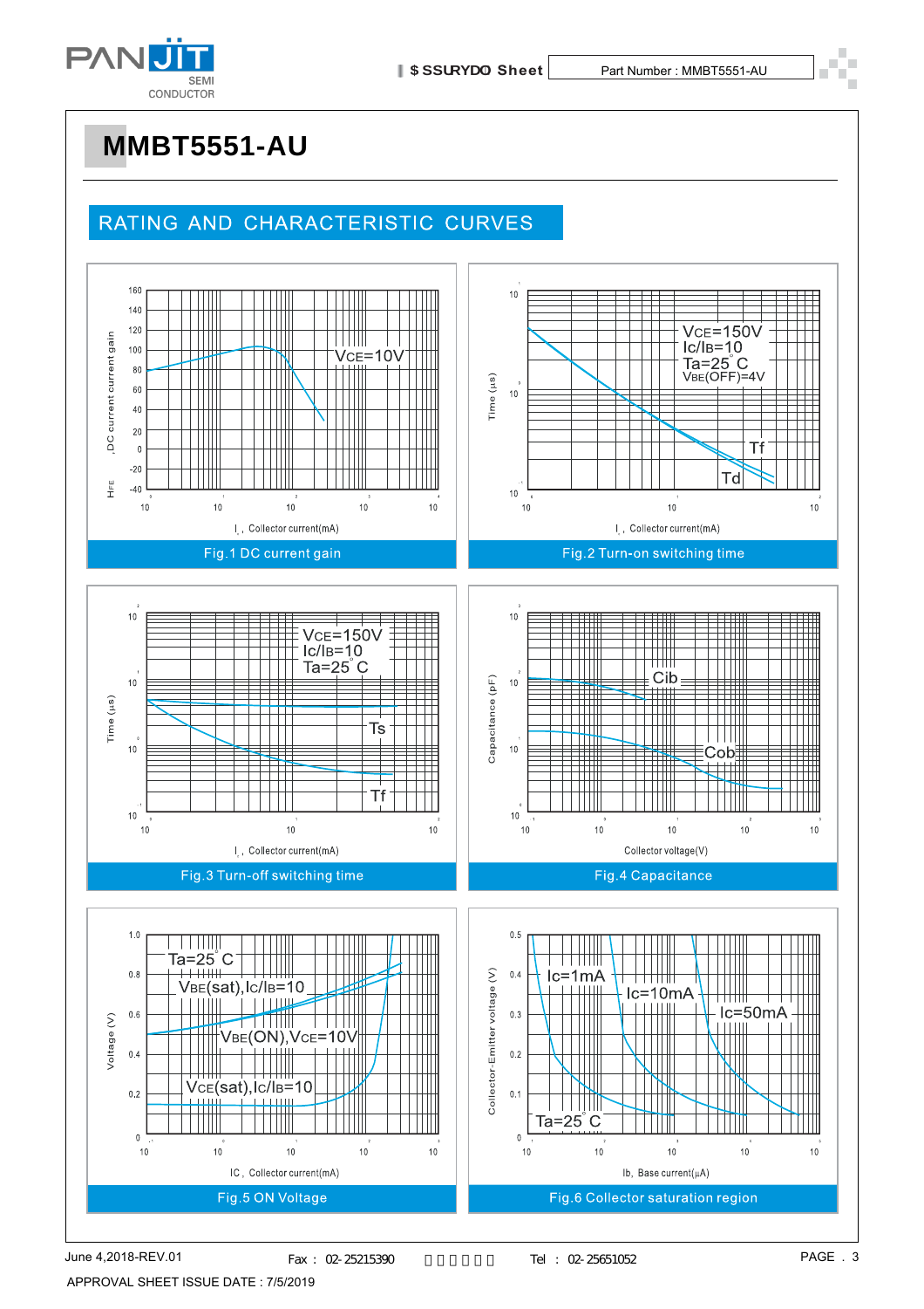# MMBT5551-AU

## RATING AND CHARACTERISTIC CURVES

Fig.1 DC current gain

Fig.2 Turn-on switching time

Fig.3 Turn-off switching time

Fig.4 Capacitance

Fig.5 ON Voltage

Fig.6 Collector saturation region

June 4,2018-REV.01 Fax：02-25215390 Tel：02-25651052

APPROVAL SHEET ISSUE DATE : 7/5/2019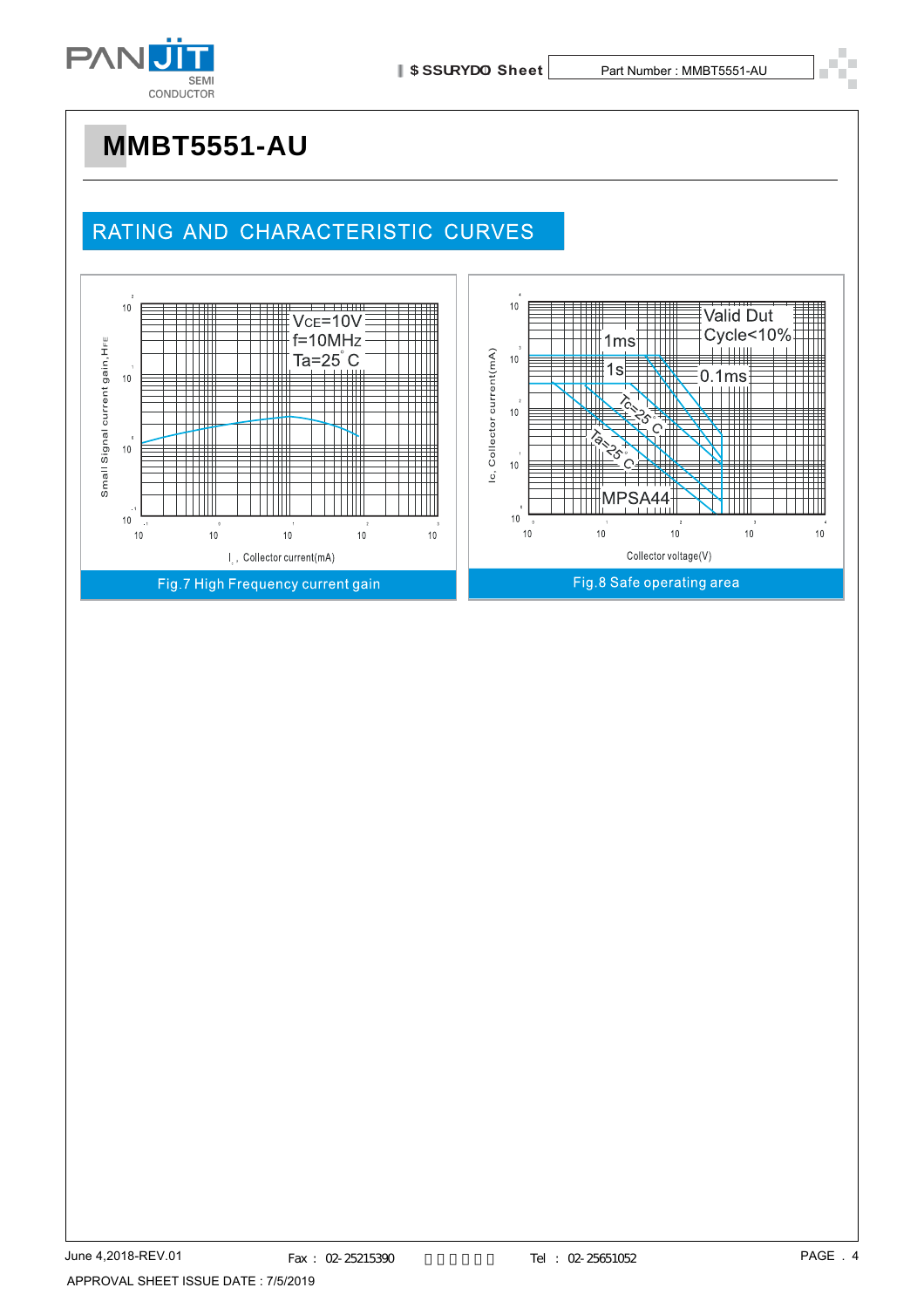# MMBT5551-AU

## RATING AND CHARACTERISTIC CURVES

Fig.7 High Frequency current gain

Fig.8 Safe operating area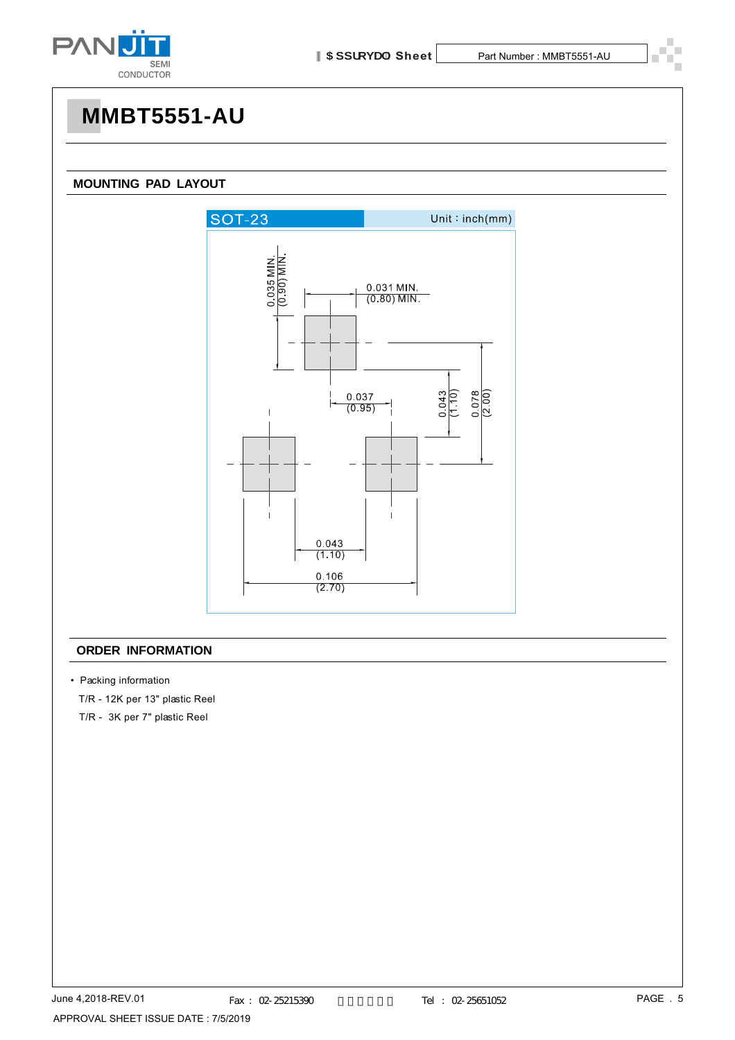# MMBT5551-AU

## MOUNTING PAD LAYOUT

SOT-23 Unit : inch(mm)

0.035 MIN. (0.90) MIN.

0.031 MIN. (0.80) MIN.

0.037 (0.95)

0.043 (1.10)

0.078 (2.00)

0.043 (1.10)

0.106 (2.70)

## ORDER INFORMATION

- Packing information

T/R - 12K per 13" plastic Reel

T/R - 3K per 7" plastic Reel

June 4,2018-REV.01 Fax : 02-25215390 Tel : 02-25651052

APPROVAL SHEET ISSUE DATE : 7/5/2019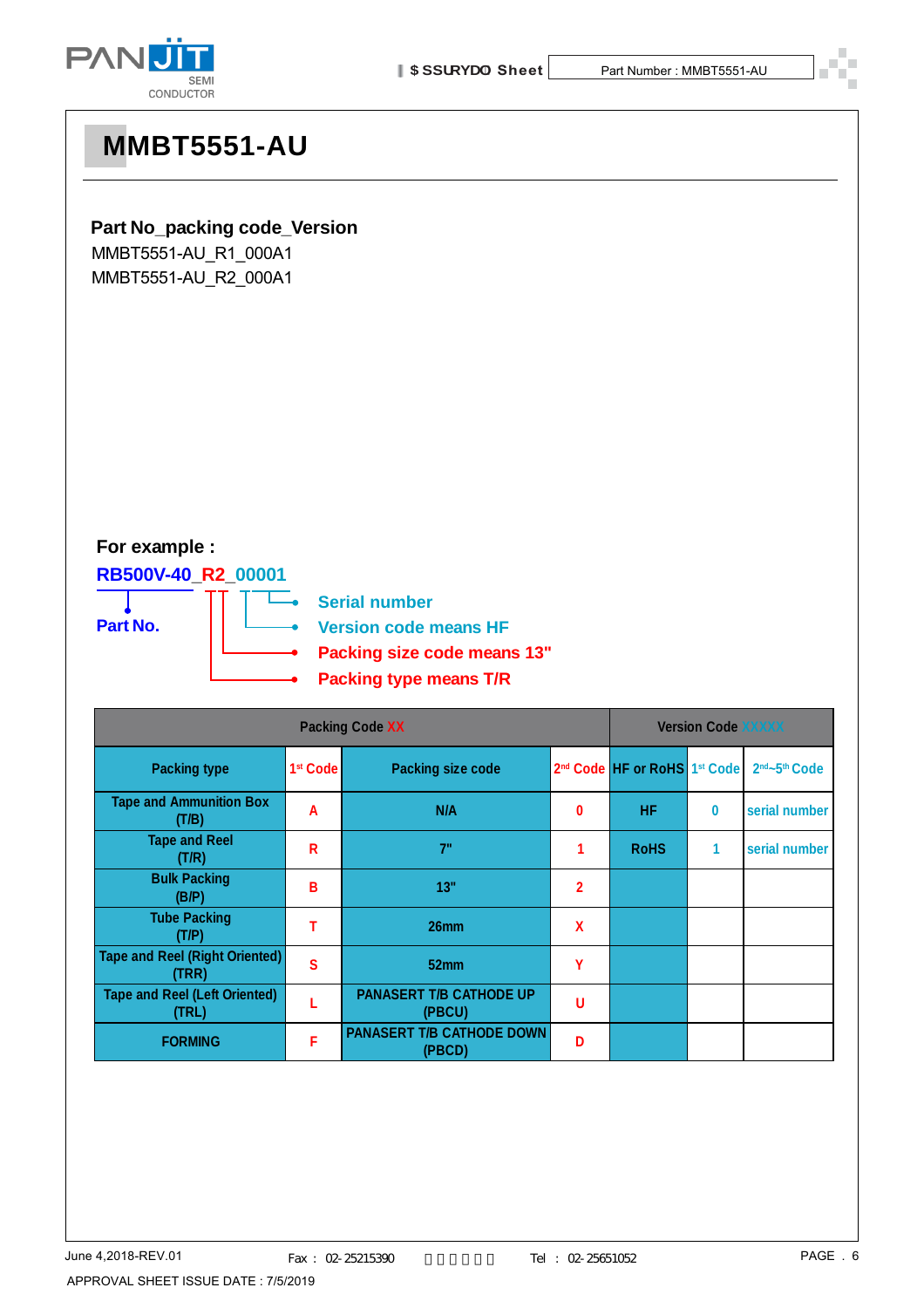# MMBT5551-AU

**Part No_packing code_Version**

MMBT5551-AU_R1_000A1

MMBT5551-AU_R2_000A1

**For example :**

**RB500V-40_R2_00001**

**Part No.**

- **Serial number**
- **Version code means HF**
- **Packing size code means 13"**
- **Packing type means T/R**

| Packing Code XX | | | | Version Code XXXXX | | |
|---|---|---|---|---|---|---|
| Packing type | 1st Code | Packing size code | 2nd Code | HF or RoHS | 1st Code | 2nd~5th Code |
| Tape and Ammunition Box (T/B) | A | N/A | 0 | HF | 0 | serial number |
| Tape and Reel (T/R) | R | 7" | 1 | RoHS | 1 | serial number |
| Bulk Packing (B/P) | B | 13" | 2 | | | |
| Tube Packing (T/P) | T | 26mm | X | | | |
| Tape and Reel (Right Oriented) (TRR) | S | 52mm | Y | | | |
| Tape and Reel (Left Oriented) (TRL) | L | PANASERT T/B CATHODE UP (PBCU) | U | | | |
| FORMING | F | PANASERT T/B CATHODE DOWN (PBCD) | D | | | |

June 4,2018-REV.01 Fax : 02-25215390 Tel : 02-25651052

APPROVAL SHEET ISSUE DATE : 7/5/2019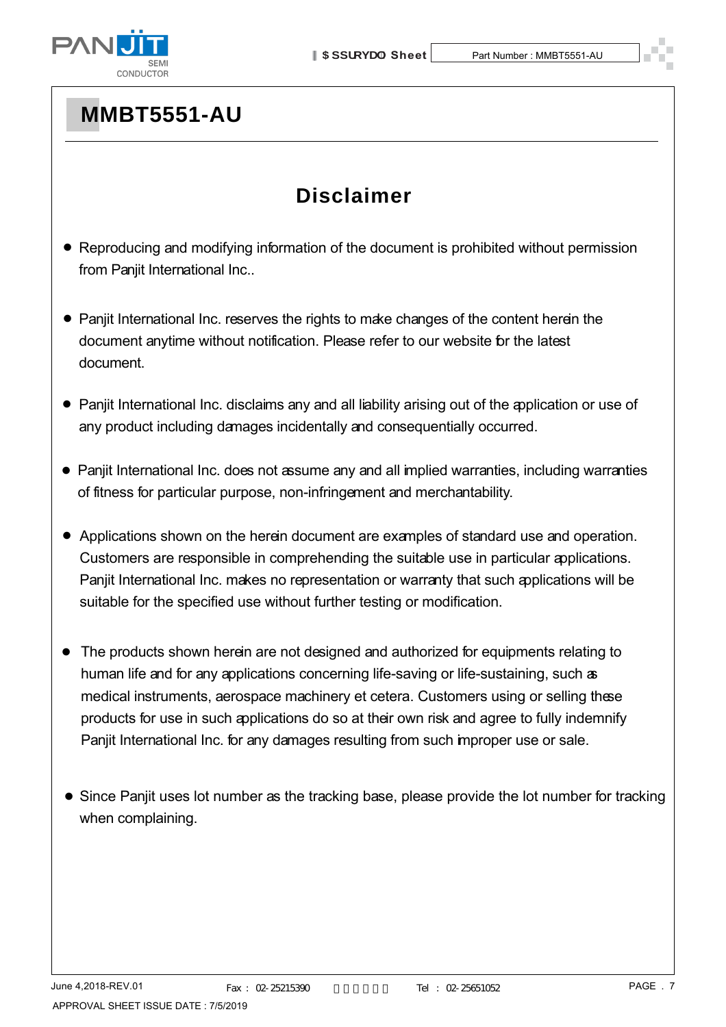# MMBT5551-AU

## Disclaimer

- Reproducing and modifying information of the document is prohibited without permission from Panjit International Inc..

- Panjit International Inc. reserves the rights to make changes of the content herein the document anytime without notification. Please refer to our website for the latest document.

- Panjit International Inc. disclaims any and all liability arising out of the application or use of any product including damages incidentally and consequentially occurred.

- Panjit International Inc. does not assume any and all implied warranties, including warranties of fitness for particular purpose, non-infringement and merchantability.

- Applications shown on the herein document are examples of standard use and operation. Customers are responsible in comprehending the suitable use in particular applications. Panjit International Inc. makes no representation or warranty that such applications will be suitable for the specified use without further testing or modification.

- The products shown herein are not designed and authorized for equipments relating to human life and for any applications concerning life-saving or life-sustaining, such as medical instruments, aerospace machinery et cetera. Customers using or selling these products for use in such applications do so at their own risk and agree to fully indemnify Panjit International Inc. for any damages resulting from such improper use or sale.

- Since Panjit uses lot number as the tracking base, please provide the lot number for tracking when complaining.